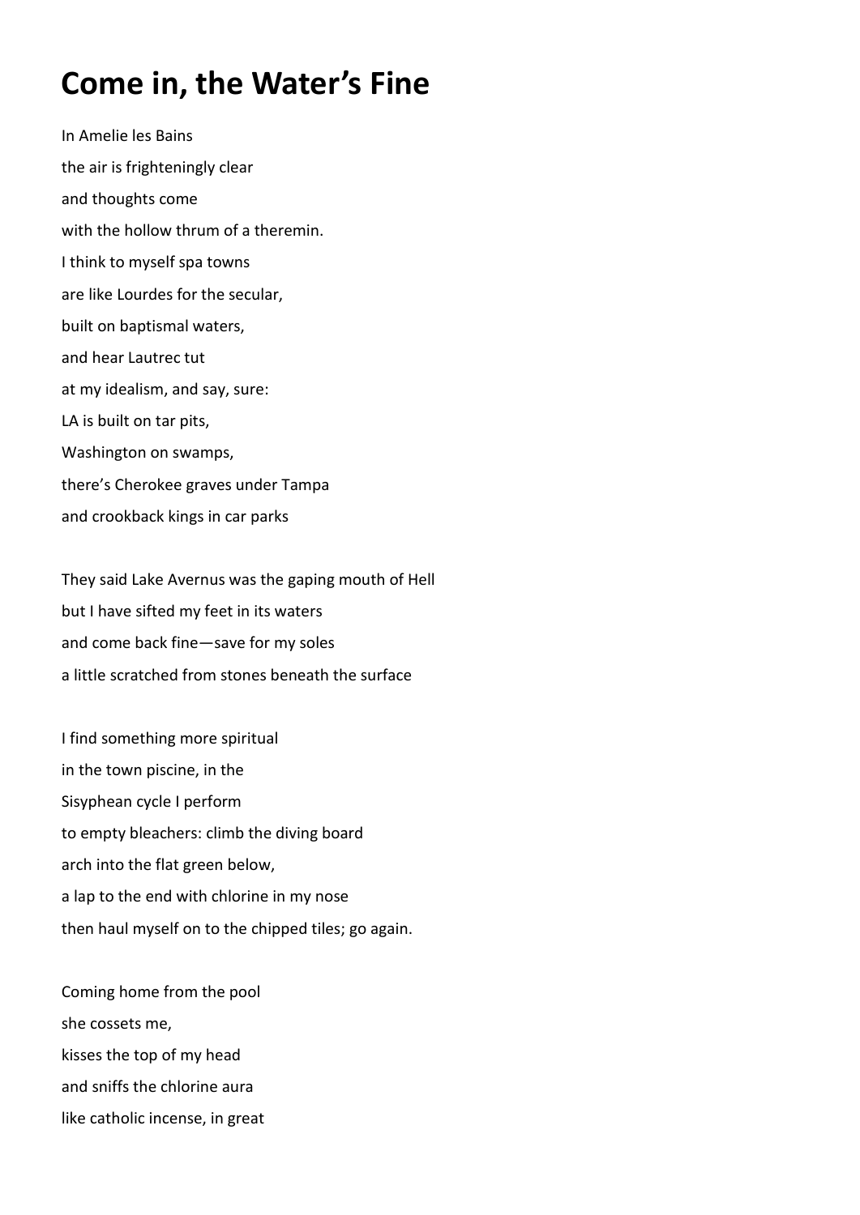# Come in, the Water's Fine

In Amelie les Bains  
the air is frighteningly clear  
and thoughts come  
with the hollow thrum of a theremin.  
I think to myself spa towns  
are like Lourdes for the secular,  
built on baptismal waters,  
and hear Lautrec tut  
at my idealism, and say, sure:  
LA is built on tar pits,  
Washington on swamps,  
there's Cherokee graves under Tampa  
and crookback kings in car parks

They said Lake Avernus was the gaping mouth of Hell  
but I have sifted my feet in its waters  
and come back fine—save for my soles  
a little scratched from stones beneath the surface

I find something more spiritual  
in the town piscine, in the  
Sisyphean cycle I perform  
to empty bleachers: climb the diving board  
arch into the flat green below,  
a lap to the end with chlorine in my nose  
then haul myself on to the chipped tiles; go again.

Coming home from the pool  
she cossets me,  
kisses the top of my head  
and sniffs the chlorine aura  
like catholic incense, in great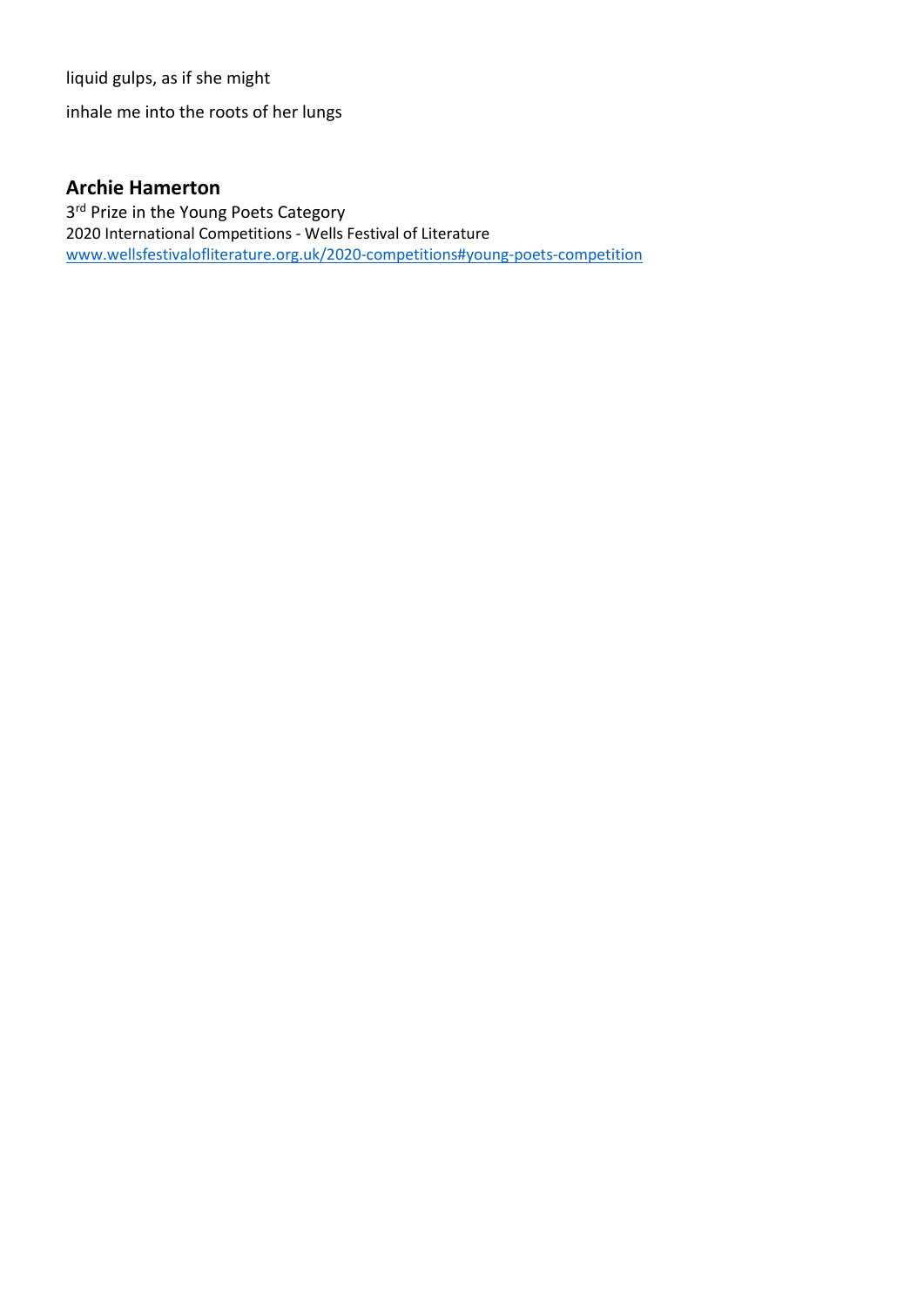liquid gulps, as if she might

inhale me into the roots of her lungs

**Archie Hamerton**
3rd Prize in the Young Poets Category
2020 International Competitions - Wells Festival of Literature
www.wellsfestivalofliterature.org.uk/2020-competitions#young-poets-competition